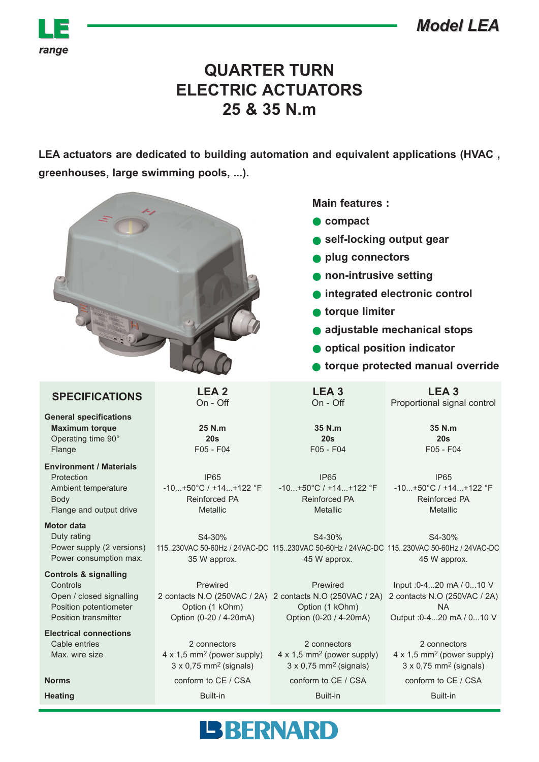**LE** *range*

***Model LEA***

# QUARTER TURN ELECTRIC ACTUATORS 25 & 35 N.m

**LEA actuators are dedicated to building automation and equivalent applications (HVAC , greenhouses, large swimming pools, ...).**

**Main features :**

- **compact**
- **self-locking output gear**
- **plug connectors**
- **non-intrusive setting**
- **integrated electronic control**
- **torque limiter**
- **adjustable mechanical stops**
- **optical position indicator**
- **torque protected manual override**

| **SPECIFICATIONS** | **LEA 2** On - Off | **LEA 3** On - Off | **LEA 3** Proportional signal control |
|---|---|---|---|
| **General specifications** | | | |
| **Maximum torque** | **25 N.m** | **35 N.m** | **35 N.m** |
| Operating time 90° | **20s** | **20s** | **20s** |
| Flange | F05 - F04 | F05 - F04 | F05 - F04 |
| **Environment / Materials** | | | |
| Protection | IP65 | IP65 | IP65 |
| Ambient temperature | -10...+50°C / +14...+122 °F | -10...+50°C / +14...+122 °F | -10...+50°C / +14...+122 °F |
| Body | Reinforced PA | Reinforced PA | Reinforced PA |
| Flange and output drive | Metallic | Metallic | Metallic |
| **Motor data** | | | |
| Duty rating | S4-30% | S4-30% | S4-30% |
| Power supply (2 versions) | 115..230VAC 50-60Hz / 24VAC-DC | 115..230VAC 50-60Hz / 24VAC-DC | 115..230VAC 50-60Hz / 24VAC-DC |
| Power consumption max. | 35 W approx. | 45 W approx. | 45 W approx. |
| **Controls & signalling** | | | |
| Controls | Prewired | Prewired | Input :0-4...20 mA / 0...10 V |
| Open / closed signalling | 2 contacts N.O (250VAC / 2A) | 2 contacts N.O (250VAC / 2A) | 2 contacts N.O (250VAC / 2A) |
| Position potentiometer | Option (1 kOhm) | Option (1 kOhm) | NA |
| Position transmitter | Option (0-20 / 4-20mA) | Option (0-20 / 4-20mA) | Output :0-4...20 mA / 0...10 V |
| **Electrical connections** | | | |
| Cable entries | 2 connectors | 2 connectors | 2 connectors |
| Max. wire size | 4 x 1,5 mm² (power supply) 3 x 0,75 mm² (signals) | 4 x 1,5 mm² (power supply) 3 x 0,75 mm² (signals) | 4 x 1,5 mm² (power supply) 3 x 0,75 mm² (signals) |
| **Norms** | conform to CE / CSA | conform to CE / CSA | conform to CE / CSA |
| **Heating** | Built-in | Built-in | Built-in |

**BERNARD**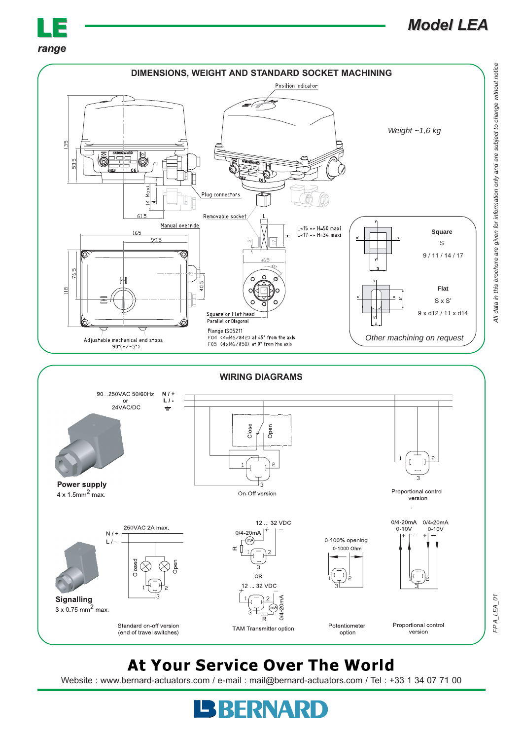LE range

# Model LEA

## DIMENSIONS, WEIGHT AND STANDARD SOCKET MACHINING

Position indicator

*Weight ~1,6 kg*

135

53.5

14 Maxi

4

61.5

Plug connectors

Removable socket

Manual override

165

99.5

76.5

118

40.5

L<15 --> H=50 maxi
L<17 --> H=34 maxi

ø65

Square or Flat head
Parallel or Diagonal

Flange ISO5211
F04 (4xM6/Ø42) at 45° from the axis
F05 (4xM6/Ø50) at 0° from the axis

Adjustable mechanical end stops
90°(+/-5°)

**Square**
S
9 / 11 / 14 / 17

**Flat**
S x S'
9 x d12 / 11 x d14

*Other machining on request*

## WIRING DIAGRAMS

90...250VAC 50/60Hz
or
24VAC/DC

N / +
L / -

**Power supply**
4 x 1.5mm$^2$ max.

Close
Open

On-Off version

Proportional control version

250VAC 2A max.

N / +
L / -

Closed
Open

**Signalling**
3 x 0.75 mm$^2$ max.

Standard on-off version
(end of travel switches)

12 ... 32 VDC
0/4-20mA
R
OR
12 ... 32 VDC
0/4-20mA

TAM Transmitter option

0-100% opening
0-1000 Ohm

Potentiometer option

0/4-20mA
0-10V
0/4-20mA
0-10V

Proportional control version

# At Your Service Over The World

Website : www.bernard-actuators.com / e-mail : mail@bernard-actuators.com / Tel : +33 1 34 07 71 00

BERNARD

*All data in this brochure are given for information only and are subject to change without notice*

*FP A_LEA_01*